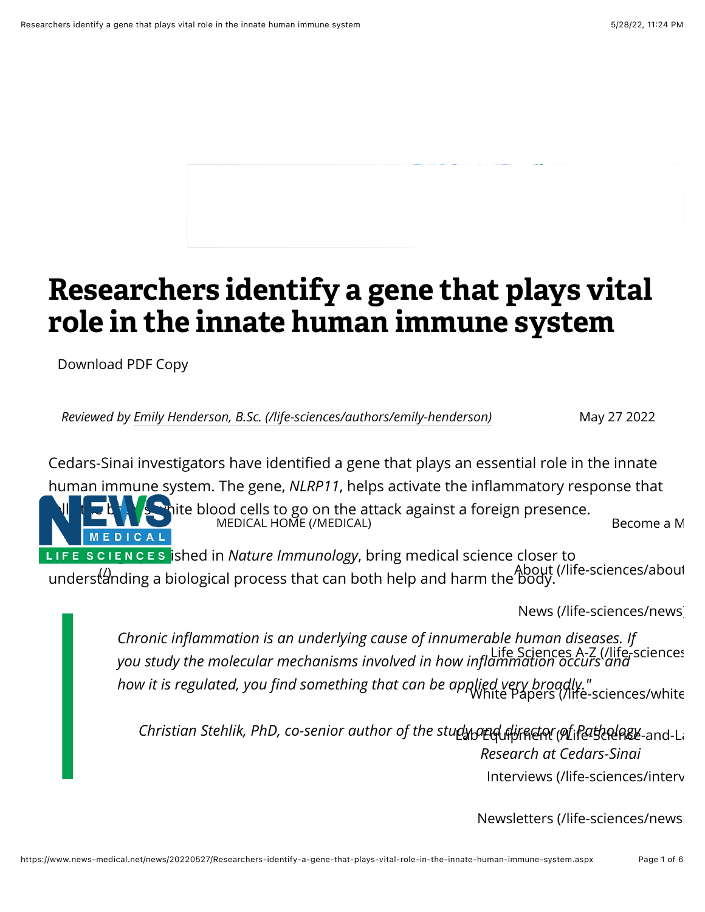# Researchers identify a gene that plays vital role in the innate human immune system

Download PDF Copy

*Reviewed by Emily Henderson, B.Sc.* May 27 2022

Cedars-Sinai investigators have identified a gene that plays an essential role in the innate human immune system. The gene, *NLRP11*, helps activate the inflammatory response that calls the body's white blood cells to go on the attack against a foreign presence.

The findings, published in *Nature Immunology*, bring medical science closer to understanding a biological process that can both help and harm the body.

> *Chronic inflammation is an underlying cause of innumerable human diseases. If you study the molecular mechanisms involved in how inflammation occurs and how it is regulated, you find something that can be applied very broadly."*
>
> *Christian Stehlik, PhD, co-senior author of the study and director of Pathology Research at Cedars-Sinai*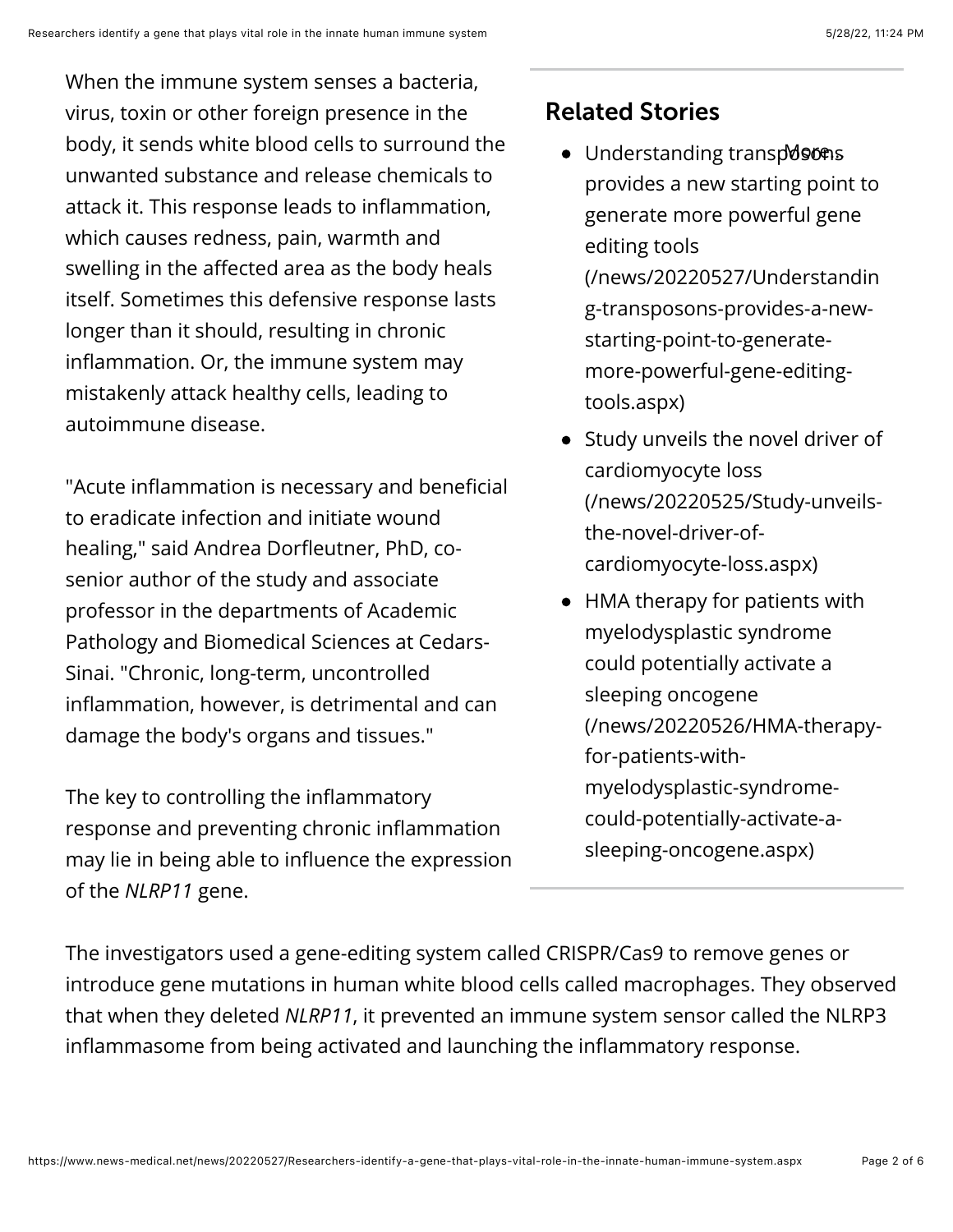When the immune system senses a bacteria, virus, toxin or other foreign presence in the body, it sends white blood cells to surround the unwanted substance and release chemicals to attack it. This response leads to inflammation, which causes redness, pain, warmth and swelling in the affected area as the body heals itself. Sometimes this defensive response lasts longer than it should, resulting in chronic inflammation. Or, the immune system may mistakenly attack healthy cells, leading to autoimmune disease.

"Acute inflammation is necessary and beneficial to eradicate infection and initiate wound healing," said Andrea Dorfleutner, PhD, co-senior author of the study and associate professor in the departments of Academic Pathology and Biomedical Sciences at Cedars-Sinai. "Chronic, long-term, uncontrolled inflammation, however, is detrimental and can damage the body's organs and tissues."

The key to controlling the inflammatory response and preventing chronic inflammation may lie in being able to influence the expression of the *NLRP11* gene.

## Related Stories

- Understanding transposons provides a new starting point to generate more powerful gene editing tools (/news/20220527/Understanding-transposons-provides-a-new-starting-point-to-generate-more-powerful-gene-editing-tools.aspx)
- Study unveils the novel driver of cardiomyocyte loss (/news/20220525/Study-unveils-the-novel-driver-of-cardiomyocyte-loss.aspx)
- HMA therapy for patients with myelodysplastic syndrome could potentially activate a sleeping oncogene (/news/20220526/HMA-therapy-for-patients-with-myelodysplastic-syndrome-could-potentially-activate-a-sleeping-oncogene.aspx)

More

The investigators used a gene-editing system called CRISPR/Cas9 to remove genes or introduce gene mutations in human white blood cells called macrophages. They observed that when they deleted *NLRP11*, it prevented an immune system sensor called the NLRP3 inflammasome from being activated and launching the inflammatory response.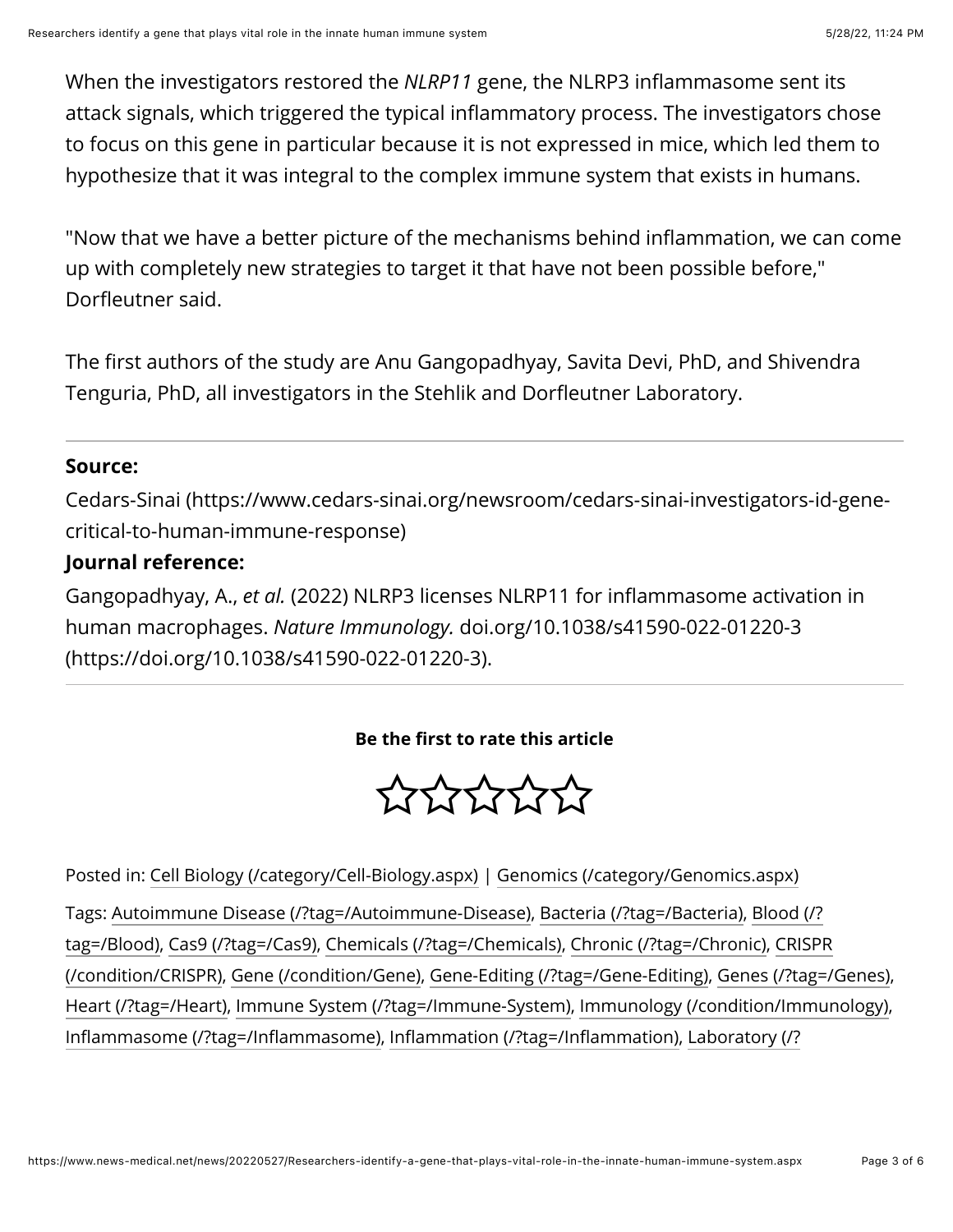When the investigators restored the *NLRP11* gene, the NLRP3 inflammasome sent its attack signals, which triggered the typical inflammatory process. The investigators chose to focus on this gene in particular because it is not expressed in mice, which led them to hypothesize that it was integral to the complex immune system that exists in humans.

"Now that we have a better picture of the mechanisms behind inflammation, we can come up with completely new strategies to target it that have not been possible before," Dorfleutner said.

The first authors of the study are Anu Gangopadhyay, Savita Devi, PhD, and Shivendra Tenguria, PhD, all investigators in the Stehlik and Dorfleutner Laboratory.

---

**Source:**

Cedars-Sinai (https://www.cedars-sinai.org/newsroom/cedars-sinai-investigators-id-gene-critical-to-human-immune-response)

**Journal reference:**

Gangopadhyay, A., *et al.* (2022) NLRP3 licenses NLRP11 for inflammasome activation in human macrophages. *Nature Immunology.* doi.org/10.1038/s41590-022-01220-3 (https://doi.org/10.1038/s41590-022-01220-3).

---

**Be the first to rate this article**

☆☆☆☆☆

Posted in: Cell Biology (/category/Cell-Biology.aspx) | Genomics (/category/Genomics.aspx)

Tags: Autoimmune Disease (/?tag=/Autoimmune-Disease), Bacteria (/?tag=/Bacteria), Blood (/?tag=/Blood), Cas9 (/?tag=/Cas9), Chemicals (/?tag=/Chemicals), Chronic (/?tag=/Chronic), CRISPR (/condition/CRISPR), Gene (/condition/Gene), Gene-Editing (/?tag=/Gene-Editing), Genes (/?tag=/Genes), Heart (/?tag=/Heart), Immune System (/?tag=/Immune-System), Immunology (/condition/Immunology), Inflammasome (/?tag=/Inflammasome), Inflammation (/?tag=/Inflammation), Laboratory (/?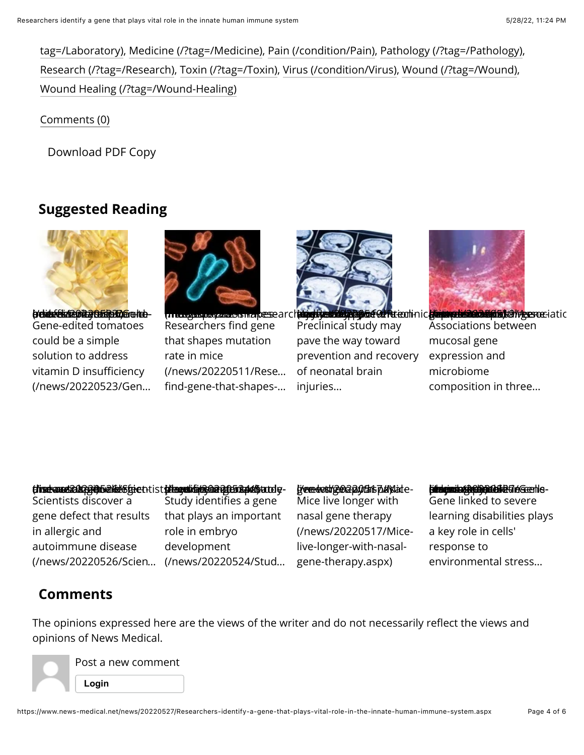tag=/Laboratory), Medicine (/?tag=/Medicine), Pain (/condition/Pain), Pathology (/?tag=/Pathology), Research (/?tag=/Research), Toxin (/?tag=/Toxin), Virus (/condition/Virus), Wound (/?tag=/Wound), Wound Healing (/?tag=/Wound-Healing)

Comments (0)

Download PDF Copy

## Suggested Reading

Gene-edited tomatoes could be a simple solution to address vitamin D insufficiency (/news/20220523/Gen...

Researchers find gene that shapes mutation rate in mice (/news/20220511/Rese... find-gene-that-shapes-...

Preclinical study may pave the way toward prevention and recovery of neonatal brain injuries...

Associations between mucosal gene expression and microbiome composition in three...

Scientists discover a gene defect that results in allergic and autoimmune disease (/news/20220526/Scien...

Study identifies a gene that plays an important role in embryo development (/news/20220524/Stud...

Mice live longer with nasal gene therapy (/news/20220517/Mice-live-longer-with-nasal-gene-therapy.aspx)

Gene linked to severe learning disabilities plays a key role in cells' response to environmental stress...

## Comments

The opinions expressed here are the views of the writer and do not necessarily reflect the views and opinions of News Medical.

Post a new comment

Login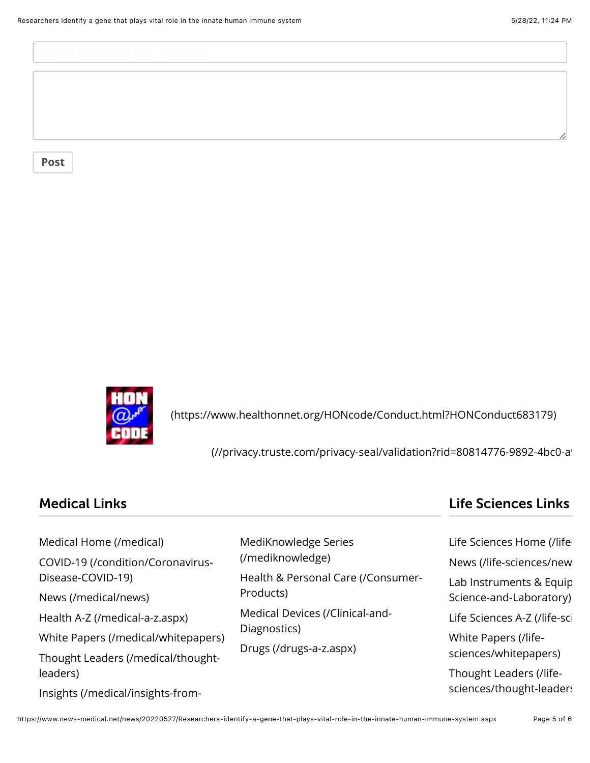Post

(https://www.healthonnet.org/HONcode/Conduct.html?HONConduct683179)

(//privacy.truste.com/privacy-seal/validation?rid=80814776-9892-4bc0-a

## Medical Links

Medical Home (/medical)

COVID-19 (/condition/Coronavirus-Disease-COVID-19)

News (/medical/news)

Health A-Z (/medical-a-z.aspx)

White Papers (/medical/whitepapers)

Thought Leaders (/medical/thought-leaders)

Insights (/medical/insights-from-

MediKnowledge Series (/mediknowledge)

Health & Personal Care (/Consumer-Products)

Medical Devices (/Clinical-and-Diagnostics)

Drugs (/drugs-a-z.aspx)

## Life Sciences Links

Life Sciences Home (/life

News (/life-sciences/new

Lab Instruments & Equip Science-and-Laboratory)

Life Sciences A-Z (/life-sci

White Papers (/life-sciences/whitepapers)

Thought Leaders (/life-sciences/thought-leaders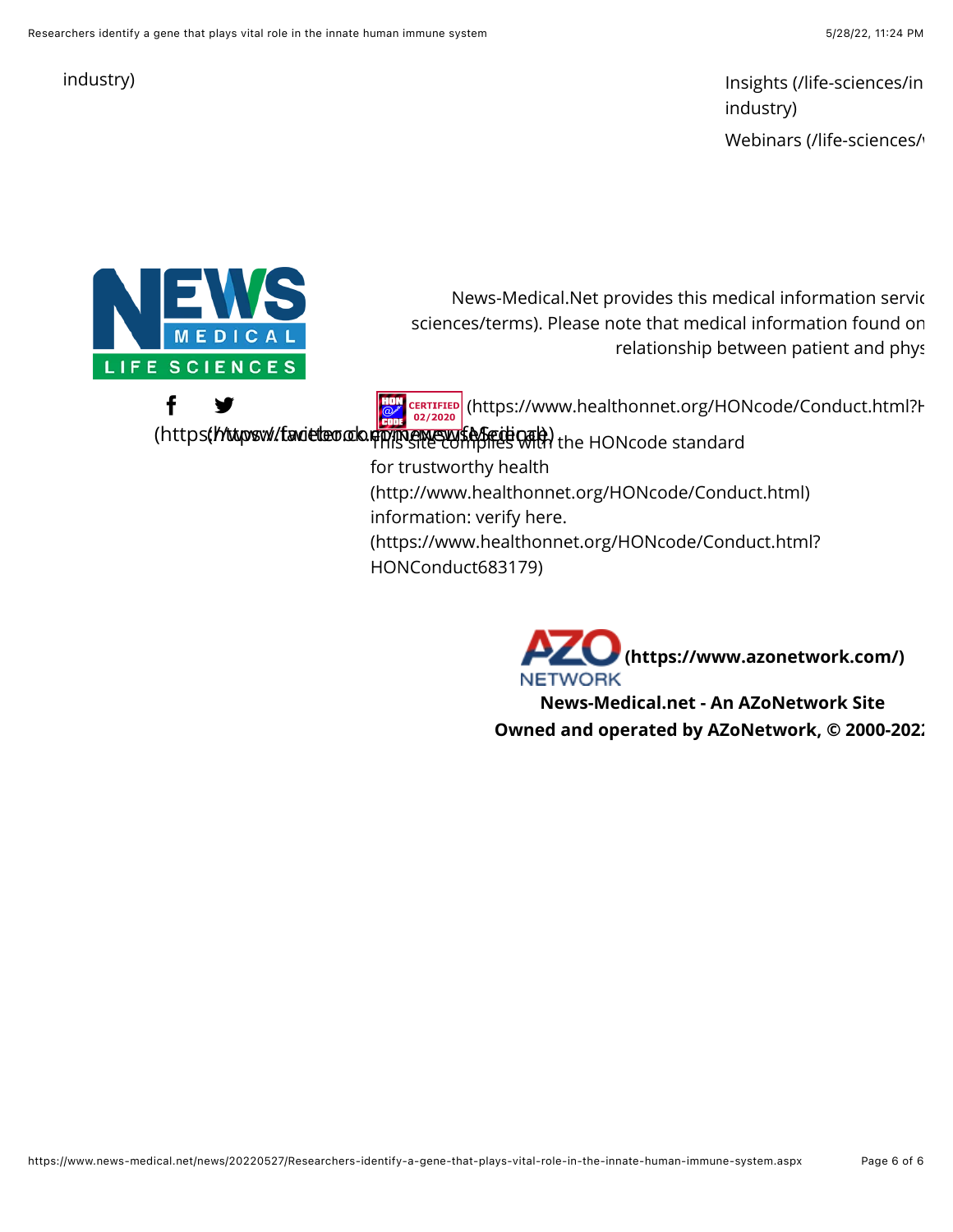industry)

Insights (/life-sciences/in
industry)

Webinars (/life-sciences/

News-Medical.Net provides this medical information servic
sciences/terms). Please note that medical information found on
relationship between patient and phys

(https://www.facebook.com/NewsMedical) (https://www.twitter.com/NewsMedical)

(https://www.healthonnet.org/HONcode/Conduct.html?H

This site complies with the HONcode standard for trustworthy health (http://www.healthonnet.org/HONcode/Conduct.html) information: verify here. (https://www.healthonnet.org/HONcode/Conduct.html?HONConduct683179)

(https://www.azonetwork.com/)

**News-Medical.net - An AZoNetwork Site**

**Owned and operated by AZoNetwork, © 2000-202**